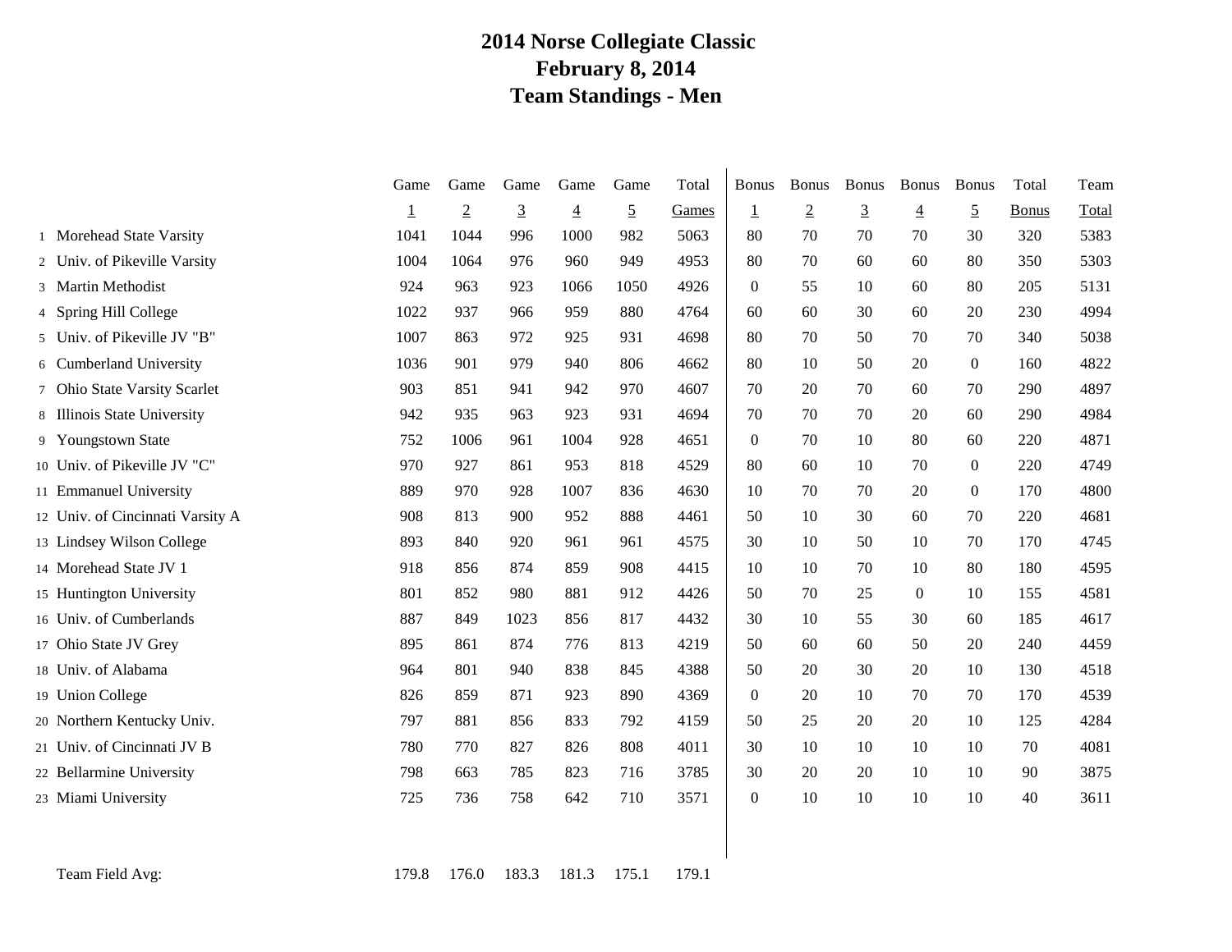# 2014 Norse Collegiate Classic
## February 8, 2014
## Team Standings - Men

| | | Game 1 | Game 2 | Game 3 | Game 4 | Game 5 | Total Games | Bonus 1 | Bonus 2 | Bonus 3 | Bonus 4 | Bonus 5 | Total Bonus | Team Total |
|---|---|---|---|---|---|---|---|---|---|---|---|---|---|---|
| 1 | Morehead State Varsity | 1041 | 1044 | 996 | 1000 | 982 | 5063 | 80 | 70 | 70 | 70 | 30 | 320 | 5383 |
| 2 | Univ. of Pikeville Varsity | 1004 | 1064 | 976 | 960 | 949 | 4953 | 80 | 70 | 60 | 60 | 80 | 350 | 5303 |
| 3 | Martin Methodist | 924 | 963 | 923 | 1066 | 1050 | 4926 | 0 | 55 | 10 | 60 | 80 | 205 | 5131 |
| 4 | Spring Hill College | 1022 | 937 | 966 | 959 | 880 | 4764 | 60 | 60 | 30 | 60 | 20 | 230 | 4994 |
| 5 | Univ. of Pikeville JV "B" | 1007 | 863 | 972 | 925 | 931 | 4698 | 80 | 70 | 50 | 70 | 70 | 340 | 5038 |
| 6 | Cumberland University | 1036 | 901 | 979 | 940 | 806 | 4662 | 80 | 10 | 50 | 20 | 0 | 160 | 4822 |
| 7 | Ohio State Varsity Scarlet | 903 | 851 | 941 | 942 | 970 | 4607 | 70 | 20 | 70 | 60 | 70 | 290 | 4897 |
| 8 | Illinois State University | 942 | 935 | 963 | 923 | 931 | 4694 | 70 | 70 | 70 | 20 | 60 | 290 | 4984 |
| 9 | Youngstown State | 752 | 1006 | 961 | 1004 | 928 | 4651 | 0 | 70 | 10 | 80 | 60 | 220 | 4871 |
| 10 | Univ. of Pikeville JV "C" | 970 | 927 | 861 | 953 | 818 | 4529 | 80 | 60 | 10 | 70 | 0 | 220 | 4749 |
| 11 | Emmanuel University | 889 | 970 | 928 | 1007 | 836 | 4630 | 10 | 70 | 70 | 20 | 0 | 170 | 4800 |
| 12 | Univ. of Cincinnati Varsity A | 908 | 813 | 900 | 952 | 888 | 4461 | 50 | 10 | 30 | 60 | 70 | 220 | 4681 |
| 13 | Lindsey Wilson College | 893 | 840 | 920 | 961 | 961 | 4575 | 30 | 10 | 50 | 10 | 70 | 170 | 4745 |
| 14 | Morehead State JV 1 | 918 | 856 | 874 | 859 | 908 | 4415 | 10 | 10 | 70 | 10 | 80 | 180 | 4595 |
| 15 | Huntington University | 801 | 852 | 980 | 881 | 912 | 4426 | 50 | 70 | 25 | 0 | 10 | 155 | 4581 |
| 16 | Univ. of Cumberlands | 887 | 849 | 1023 | 856 | 817 | 4432 | 30 | 10 | 55 | 30 | 60 | 185 | 4617 |
| 17 | Ohio State JV Grey | 895 | 861 | 874 | 776 | 813 | 4219 | 50 | 60 | 60 | 50 | 20 | 240 | 4459 |
| 18 | Univ. of Alabama | 964 | 801 | 940 | 838 | 845 | 4388 | 50 | 20 | 30 | 20 | 10 | 130 | 4518 |
| 19 | Union College | 826 | 859 | 871 | 923 | 890 | 4369 | 0 | 20 | 10 | 70 | 70 | 170 | 4539 |
| 20 | Northern Kentucky Univ. | 797 | 881 | 856 | 833 | 792 | 4159 | 50 | 25 | 20 | 20 | 10 | 125 | 4284 |
| 21 | Univ. of Cincinnati JV B | 780 | 770 | 827 | 826 | 808 | 4011 | 30 | 10 | 10 | 10 | 10 | 70 | 4081 |
| 22 | Bellarmine University | 798 | 663 | 785 | 823 | 716 | 3785 | 30 | 20 | 20 | 10 | 10 | 90 | 3875 |
| 23 | Miami University | 725 | 736 | 758 | 642 | 710 | 3571 | 0 | 10 | 10 | 10 | 10 | 40 | 3611 |
| | Team Field Avg: | 179.8 | 176.0 | 183.3 | 181.3 | 175.1 | 179.1 | | | | | | | |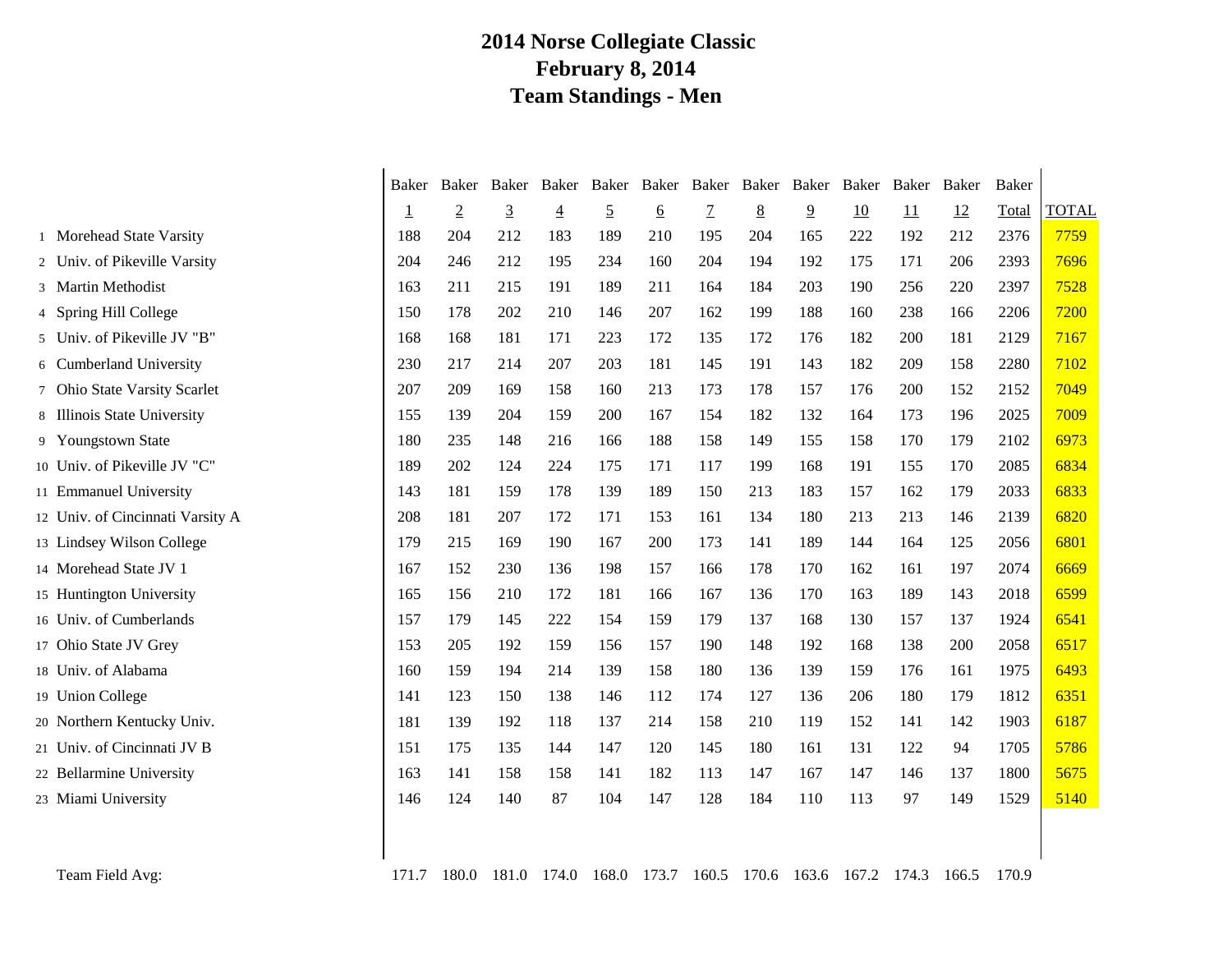# 2014 Norse Collegiate Classic
## February 8, 2014
## Team Standings - Men

| | | Baker 1 | Baker 2 | Baker 3 | Baker 4 | Baker 5 | Baker 6 | Baker 7 | Baker 8 | Baker 9 | Baker 10 | Baker 11 | Baker 12 | Baker Total | TOTAL |
|---|---|---|---|---|---|---|---|---|---|---|---|---|---|---|---|
| 1 | Morehead State Varsity | 188 | 204 | 212 | 183 | 189 | 210 | 195 | 204 | 165 | 222 | 192 | 212 | 2376 | 7759 |
| 2 | Univ. of Pikeville Varsity | 204 | 246 | 212 | 195 | 234 | 160 | 204 | 194 | 192 | 175 | 171 | 206 | 2393 | 7696 |
| 3 | Martin Methodist | 163 | 211 | 215 | 191 | 189 | 211 | 164 | 184 | 203 | 190 | 256 | 220 | 2397 | 7528 |
| 4 | Spring Hill College | 150 | 178 | 202 | 210 | 146 | 207 | 162 | 199 | 188 | 160 | 238 | 166 | 2206 | 7200 |
| 5 | Univ. of Pikeville JV "B" | 168 | 168 | 181 | 171 | 223 | 172 | 135 | 172 | 176 | 182 | 200 | 181 | 2129 | 7167 |
| 6 | Cumberland University | 230 | 217 | 214 | 207 | 203 | 181 | 145 | 191 | 143 | 182 | 209 | 158 | 2280 | 7102 |
| 7 | Ohio State Varsity Scarlet | 207 | 209 | 169 | 158 | 160 | 213 | 173 | 178 | 157 | 176 | 200 | 152 | 2152 | 7049 |
| 8 | Illinois State University | 155 | 139 | 204 | 159 | 200 | 167 | 154 | 182 | 132 | 164 | 173 | 196 | 2025 | 7009 |
| 9 | Youngstown State | 180 | 235 | 148 | 216 | 166 | 188 | 158 | 149 | 155 | 158 | 170 | 179 | 2102 | 6973 |
| 10 | Univ. of Pikeville JV "C" | 189 | 202 | 124 | 224 | 175 | 171 | 117 | 199 | 168 | 191 | 155 | 170 | 2085 | 6834 |
| 11 | Emmanuel University | 143 | 181 | 159 | 178 | 139 | 189 | 150 | 213 | 183 | 157 | 162 | 179 | 2033 | 6833 |
| 12 | Univ. of Cincinnati Varsity A | 208 | 181 | 207 | 172 | 171 | 153 | 161 | 134 | 180 | 213 | 213 | 146 | 2139 | 6820 |
| 13 | Lindsey Wilson College | 179 | 215 | 169 | 190 | 167 | 200 | 173 | 141 | 189 | 144 | 164 | 125 | 2056 | 6801 |
| 14 | Morehead State JV 1 | 167 | 152 | 230 | 136 | 198 | 157 | 166 | 178 | 170 | 162 | 161 | 197 | 2074 | 6669 |
| 15 | Huntington University | 165 | 156 | 210 | 172 | 181 | 166 | 167 | 136 | 170 | 163 | 189 | 143 | 2018 | 6599 |
| 16 | Univ. of Cumberlands | 157 | 179 | 145 | 222 | 154 | 159 | 179 | 137 | 168 | 130 | 157 | 137 | 1924 | 6541 |
| 17 | Ohio State JV Grey | 153 | 205 | 192 | 159 | 156 | 157 | 190 | 148 | 192 | 168 | 138 | 200 | 2058 | 6517 |
| 18 | Univ. of Alabama | 160 | 159 | 194 | 214 | 139 | 158 | 180 | 136 | 139 | 159 | 176 | 161 | 1975 | 6493 |
| 19 | Union College | 141 | 123 | 150 | 138 | 146 | 112 | 174 | 127 | 136 | 206 | 180 | 179 | 1812 | 6351 |
| 20 | Northern Kentucky Univ. | 181 | 139 | 192 | 118 | 137 | 214 | 158 | 210 | 119 | 152 | 141 | 142 | 1903 | 6187 |
| 21 | Univ. of Cincinnati JV B | 151 | 175 | 135 | 144 | 147 | 120 | 145 | 180 | 161 | 131 | 122 | 94 | 1705 | 5786 |
| 22 | Bellarmine University | 163 | 141 | 158 | 158 | 141 | 182 | 113 | 147 | 167 | 147 | 146 | 137 | 1800 | 5675 |
| 23 | Miami University | 146 | 124 | 140 | 87 | 104 | 147 | 128 | 184 | 110 | 113 | 97 | 149 | 1529 | 5140 |
| | Team Field Avg: | 171.7 | 180.0 | 181.0 | 174.0 | 168.0 | 173.7 | 160.5 | 170.6 | 163.6 | 167.2 | 174.3 | 166.5 | 170.9 | |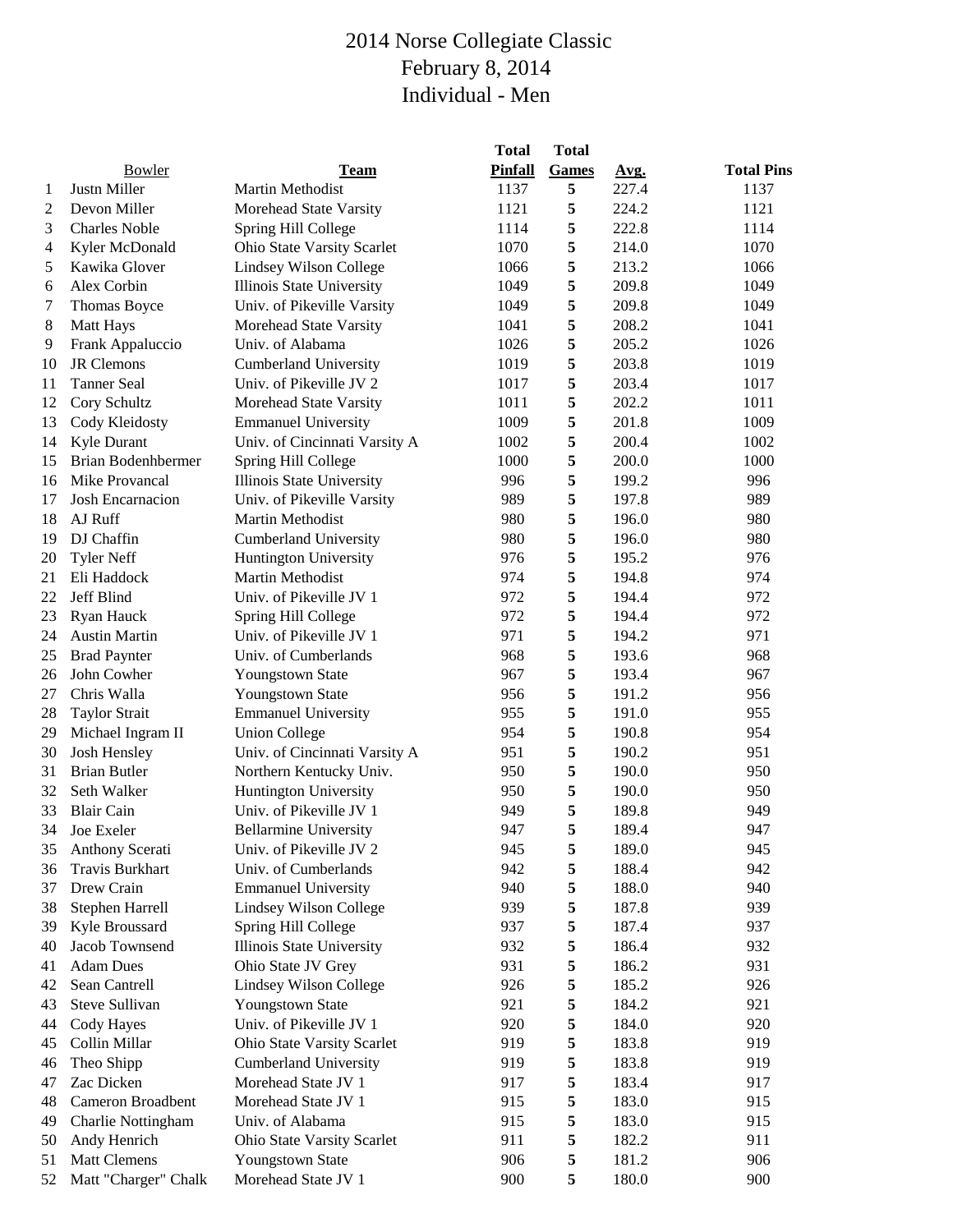# 2014 Norse Collegiate Classic
## February 8, 2014
## Individual - Men

| | Bowler | Team | Total Pinfall | Total Games | Avg. | Total Pins |
|---|---|---|---|---|---|---|
| 1 | Justn Miller | Martin Methodist | 1137 | 5 | 227.4 | 1137 |
| 2 | Devon Miller | Morehead State Varsity | 1121 | 5 | 224.2 | 1121 |
| 3 | Charles Noble | Spring Hill College | 1114 | 5 | 222.8 | 1114 |
| 4 | Kyler McDonald | Ohio State Varsity Scarlet | 1070 | 5 | 214.0 | 1070 |
| 5 | Kawika Glover | Lindsey Wilson College | 1066 | 5 | 213.2 | 1066 |
| 6 | Alex Corbin | Illinois State University | 1049 | 5 | 209.8 | 1049 |
| 7 | Thomas Boyce | Univ. of Pikeville Varsity | 1049 | 5 | 209.8 | 1049 |
| 8 | Matt Hays | Morehead State Varsity | 1041 | 5 | 208.2 | 1041 |
| 9 | Frank Appaluccio | Univ. of Alabama | 1026 | 5 | 205.2 | 1026 |
| 10 | JR Clemons | Cumberland University | 1019 | 5 | 203.8 | 1019 |
| 11 | Tanner Seal | Univ. of Pikeville JV 2 | 1017 | 5 | 203.4 | 1017 |
| 12 | Cory Schultz | Morehead State Varsity | 1011 | 5 | 202.2 | 1011 |
| 13 | Cody Kleidosty | Emmanuel University | 1009 | 5 | 201.8 | 1009 |
| 14 | Kyle Durant | Univ. of Cincinnati Varsity A | 1002 | 5 | 200.4 | 1002 |
| 15 | Brian Bodenhbermer | Spring Hill College | 1000 | 5 | 200.0 | 1000 |
| 16 | Mike Provancal | Illinois State University | 996 | 5 | 199.2 | 996 |
| 17 | Josh Encarnacion | Univ. of Pikeville Varsity | 989 | 5 | 197.8 | 989 |
| 18 | AJ Ruff | Martin Methodist | 980 | 5 | 196.0 | 980 |
| 19 | DJ Chaffin | Cumberland University | 980 | 5 | 196.0 | 980 |
| 20 | Tyler Neff | Huntington University | 976 | 5 | 195.2 | 976 |
| 21 | Eli Haddock | Martin Methodist | 974 | 5 | 194.8 | 974 |
| 22 | Jeff Blind | Univ. of Pikeville JV 1 | 972 | 5 | 194.4 | 972 |
| 23 | Ryan Hauck | Spring Hill College | 972 | 5 | 194.4 | 972 |
| 24 | Austin Martin | Univ. of Pikeville JV 1 | 971 | 5 | 194.2 | 971 |
| 25 | Brad Paynter | Univ. of Cumberlands | 968 | 5 | 193.6 | 968 |
| 26 | John Cowher | Youngstown State | 967 | 5 | 193.4 | 967 |
| 27 | Chris Walla | Youngstown State | 956 | 5 | 191.2 | 956 |
| 28 | Taylor Strait | Emmanuel University | 955 | 5 | 191.0 | 955 |
| 29 | Michael Ingram II | Union College | 954 | 5 | 190.8 | 954 |
| 30 | Josh Hensley | Univ. of Cincinnati Varsity A | 951 | 5 | 190.2 | 951 |
| 31 | Brian Butler | Northern Kentucky Univ. | 950 | 5 | 190.0 | 950 |
| 32 | Seth Walker | Huntington University | 950 | 5 | 190.0 | 950 |
| 33 | Blair Cain | Univ. of Pikeville JV 1 | 949 | 5 | 189.8 | 949 |
| 34 | Joe Exeler | Bellarmine University | 947 | 5 | 189.4 | 947 |
| 35 | Anthony Scerati | Univ. of Pikeville JV 2 | 945 | 5 | 189.0 | 945 |
| 36 | Travis Burkhart | Univ. of Cumberlands | 942 | 5 | 188.4 | 942 |
| 37 | Drew Crain | Emmanuel University | 940 | 5 | 188.0 | 940 |
| 38 | Stephen Harrell | Lindsey Wilson College | 939 | 5 | 187.8 | 939 |
| 39 | Kyle Broussard | Spring Hill College | 937 | 5 | 187.4 | 937 |
| 40 | Jacob Townsend | Illinois State University | 932 | 5 | 186.4 | 932 |
| 41 | Adam Dues | Ohio State JV Grey | 931 | 5 | 186.2 | 931 |
| 42 | Sean Cantrell | Lindsey Wilson College | 926 | 5 | 185.2 | 926 |
| 43 | Steve Sullivan | Youngstown State | 921 | 5 | 184.2 | 921 |
| 44 | Cody Hayes | Univ. of Pikeville JV 1 | 920 | 5 | 184.0 | 920 |
| 45 | Collin Millar | Ohio State Varsity Scarlet | 919 | 5 | 183.8 | 919 |
| 46 | Theo Shipp | Cumberland University | 919 | 5 | 183.8 | 919 |
| 47 | Zac Dicken | Morehead State JV 1 | 917 | 5 | 183.4 | 917 |
| 48 | Cameron Broadbent | Morehead State JV 1 | 915 | 5 | 183.0 | 915 |
| 49 | Charlie Nottingham | Univ. of Alabama | 915 | 5 | 183.0 | 915 |
| 50 | Andy Henrich | Ohio State Varsity Scarlet | 911 | 5 | 182.2 | 911 |
| 51 | Matt Clemens | Youngstown State | 906 | 5 | 181.2 | 906 |
| 52 | Matt "Charger" Chalk | Morehead State JV 1 | 900 | 5 | 180.0 | 900 |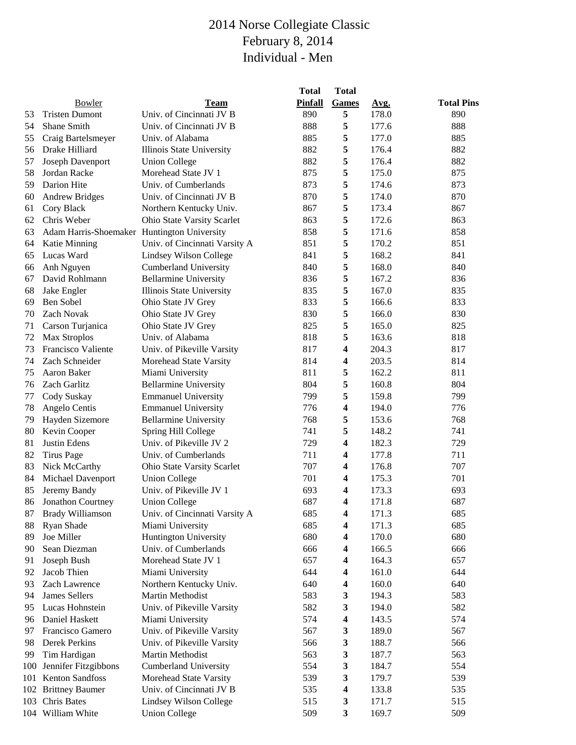# 2014 Norse Collegiate Classic
## February 8, 2014
## Individual - Men

| | Bowler | Team | Total Pinfall | Total Games | Avg. | Total Pins |
|---|---|---|---|---|---|---|
| 53 | Tristen Dumont | Univ. of Cincinnati JV B | 890 | 5 | 178.0 | 890 |
| 54 | Shane Smith | Univ. of Cincinnati JV B | 888 | 5 | 177.6 | 888 |
| 55 | Craig Bartelsmeyer | Univ. of Alabama | 885 | 5 | 177.0 | 885 |
| 56 | Drake Hilliard | Illinois State University | 882 | 5 | 176.4 | 882 |
| 57 | Joseph Davenport | Union College | 882 | 5 | 176.4 | 882 |
| 58 | Jordan Racke | Morehead State JV 1 | 875 | 5 | 175.0 | 875 |
| 59 | Darion Hite | Univ. of Cumberlands | 873 | 5 | 174.6 | 873 |
| 60 | Andrew Bridges | Univ. of Cincinnati JV B | 870 | 5 | 174.0 | 870 |
| 61 | Cory Black | Northern Kentucky Univ. | 867 | 5 | 173.4 | 867 |
| 62 | Chris Weber | Ohio State Varsity Scarlet | 863 | 5 | 172.6 | 863 |
| 63 | Adam Harris-Shoemaker | Huntington University | 858 | 5 | 171.6 | 858 |
| 64 | Katie Minning | Univ. of Cincinnati Varsity A | 851 | 5 | 170.2 | 851 |
| 65 | Lucas Ward | Lindsey Wilson College | 841 | 5 | 168.2 | 841 |
| 66 | Anh Nguyen | Cumberland University | 840 | 5 | 168.0 | 840 |
| 67 | David Rohlmann | Bellarmine University | 836 | 5 | 167.2 | 836 |
| 68 | Jake Engler | Illinois State University | 835 | 5 | 167.0 | 835 |
| 69 | Ben Sobel | Ohio State JV Grey | 833 | 5 | 166.6 | 833 |
| 70 | Zach Novak | Ohio State JV Grey | 830 | 5 | 166.0 | 830 |
| 71 | Carson Turjanica | Ohio State JV Grey | 825 | 5 | 165.0 | 825 |
| 72 | Max Stroplos | Univ. of Alabama | 818 | 5 | 163.6 | 818 |
| 73 | Francisco Valiente | Univ. of Pikeville Varsity | 817 | 4 | 204.3 | 817 |
| 74 | Zach Schneider | Morehead State Varsity | 814 | 4 | 203.5 | 814 |
| 75 | Aaron Baker | Miami University | 811 | 5 | 162.2 | 811 |
| 76 | Zach Garlitz | Bellarmine University | 804 | 5 | 160.8 | 804 |
| 77 | Cody Suskay | Emmanuel University | 799 | 5 | 159.8 | 799 |
| 78 | Angelo Centis | Emmanuel University | 776 | 4 | 194.0 | 776 |
| 79 | Hayden Sizemore | Bellarmine University | 768 | 5 | 153.6 | 768 |
| 80 | Kevin Cooper | Spring Hill College | 741 | 5 | 148.2 | 741 |
| 81 | Justin Edens | Univ. of Pikeville JV 2 | 729 | 4 | 182.3 | 729 |
| 82 | Tirus Page | Univ. of Cumberlands | 711 | 4 | 177.8 | 711 |
| 83 | Nick McCarthy | Ohio State Varsity Scarlet | 707 | 4 | 176.8 | 707 |
| 84 | Michael Davenport | Union College | 701 | 4 | 175.3 | 701 |
| 85 | Jeremy Bandy | Univ. of Pikeville JV 1 | 693 | 4 | 173.3 | 693 |
| 86 | Jonathon Courtney | Union College | 687 | 4 | 171.8 | 687 |
| 87 | Brady Williamson | Univ. of Cincinnati Varsity A | 685 | 4 | 171.3 | 685 |
| 88 | Ryan Shade | Miami University | 685 | 4 | 171.3 | 685 |
| 89 | Joe Miller | Huntington University | 680 | 4 | 170.0 | 680 |
| 90 | Sean Diezman | Univ. of Cumberlands | 666 | 4 | 166.5 | 666 |
| 91 | Joseph Bush | Morehead State JV 1 | 657 | 4 | 164.3 | 657 |
| 92 | Jacob Thien | Miami University | 644 | 4 | 161.0 | 644 |
| 93 | Zach Lawrence | Northern Kentucky Univ. | 640 | 4 | 160.0 | 640 |
| 94 | James Sellers | Martin Methodist | 583 | 3 | 194.3 | 583 |
| 95 | Lucas Hohnstein | Univ. of Pikeville Varsity | 582 | 3 | 194.0 | 582 |
| 96 | Daniel Haskett | Miami University | 574 | 4 | 143.5 | 574 |
| 97 | Francisco Gamero | Univ. of Pikeville Varsity | 567 | 3 | 189.0 | 567 |
| 98 | Derek Perkins | Univ. of Pikeville Varsity | 566 | 3 | 188.7 | 566 |
| 99 | Tim Hardigan | Martin Methodist | 563 | 3 | 187.7 | 563 |
| 100 | Jennifer Fitzgibbons | Cumberland University | 554 | 3 | 184.7 | 554 |
| 101 | Kenton Sandfoss | Morehead State Varsity | 539 | 3 | 179.7 | 539 |
| 102 | Brittney Baumer | Univ. of Cincinnati JV B | 535 | 4 | 133.8 | 535 |
| 103 | Chris Bates | Lindsey Wilson College | 515 | 3 | 171.7 | 515 |
| 104 | William White | Union College | 509 | 3 | 169.7 | 509 |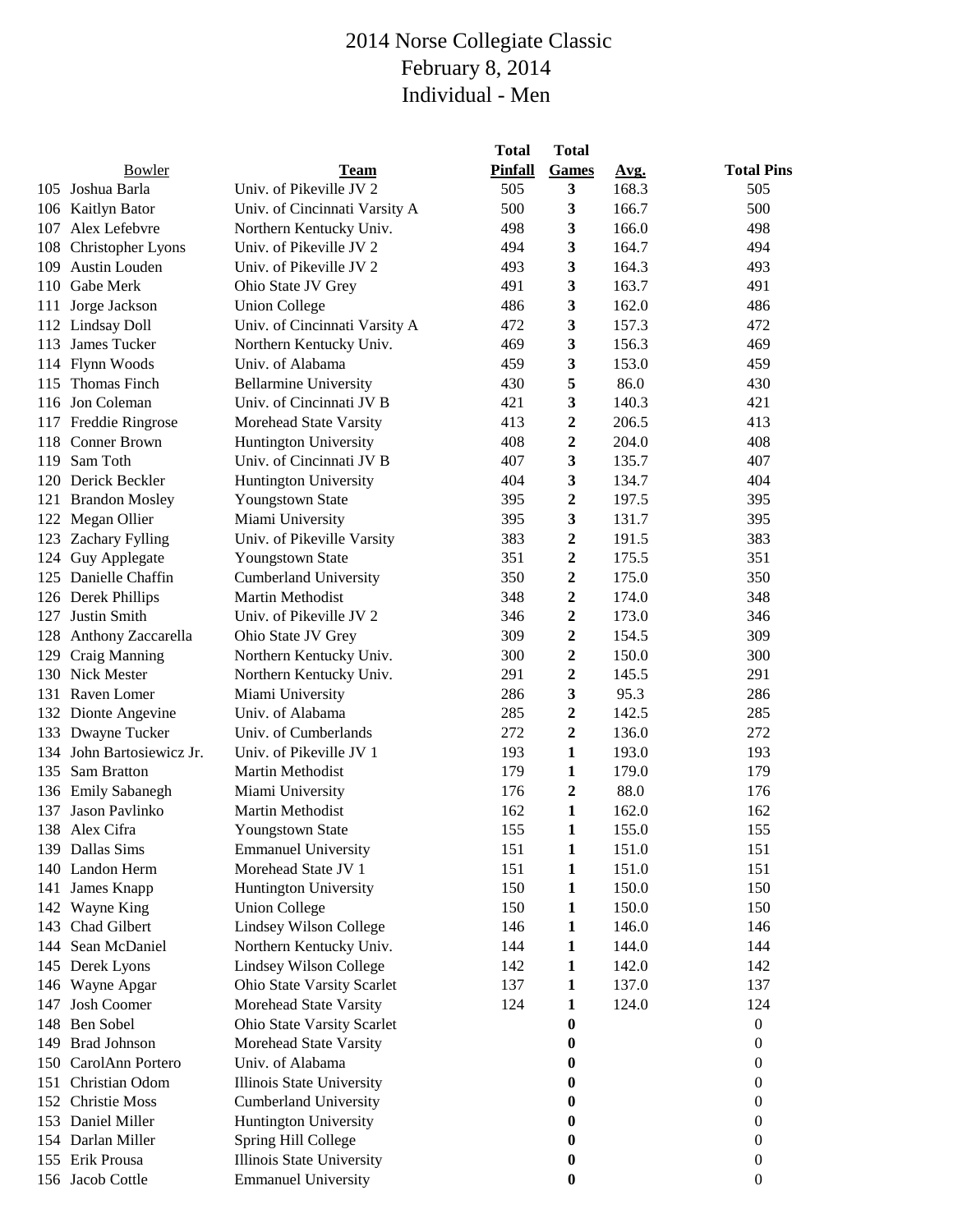# 2014 Norse Collegiate Classic
## February 8, 2014
## Individual - Men

| | Bowler | Team | Total Pinfall | Total Games | Avg. | Total Pins |
|---|---|---|---|---|---|---|
| 105 | Joshua Barla | Univ. of Pikeville JV 2 | 505 | **3** | 168.3 | 505 |
| 106 | Kaitlyn Bator | Univ. of Cincinnati Varsity A | 500 | **3** | 166.7 | 500 |
| 107 | Alex Lefebvre | Northern Kentucky Univ. | 498 | **3** | 166.0 | 498 |
| 108 | Christopher Lyons | Univ. of Pikeville JV 2 | 494 | **3** | 164.7 | 494 |
| 109 | Austin Louden | Univ. of Pikeville JV 2 | 493 | **3** | 164.3 | 493 |
| 110 | Gabe Merk | Ohio State JV Grey | 491 | **3** | 163.7 | 491 |
| 111 | Jorge Jackson | Union College | 486 | **3** | 162.0 | 486 |
| 112 | Lindsay Doll | Univ. of Cincinnati Varsity A | 472 | **3** | 157.3 | 472 |
| 113 | James Tucker | Northern Kentucky Univ. | 469 | **3** | 156.3 | 469 |
| 114 | Flynn Woods | Univ. of Alabama | 459 | **3** | 153.0 | 459 |
| 115 | Thomas Finch | Bellarmine University | 430 | **5** | 86.0 | 430 |
| 116 | Jon Coleman | Univ. of Cincinnati JV B | 421 | **3** | 140.3 | 421 |
| 117 | Freddie Ringrose | Morehead State Varsity | 413 | **2** | 206.5 | 413 |
| 118 | Conner Brown | Huntington University | 408 | **2** | 204.0 | 408 |
| 119 | Sam Toth | Univ. of Cincinnati JV B | 407 | **3** | 135.7 | 407 |
| 120 | Derick Beckler | Huntington University | 404 | **3** | 134.7 | 404 |
| 121 | Brandon Mosley | Youngstown State | 395 | **2** | 197.5 | 395 |
| 122 | Megan Ollier | Miami University | 395 | **3** | 131.7 | 395 |
| 123 | Zachary Fylling | Univ. of Pikeville Varsity | 383 | **2** | 191.5 | 383 |
| 124 | Guy Applegate | Youngstown State | 351 | **2** | 175.5 | 351 |
| 125 | Danielle Chaffin | Cumberland University | 350 | **2** | 175.0 | 350 |
| 126 | Derek Phillips | Martin Methodist | 348 | **2** | 174.0 | 348 |
| 127 | Justin Smith | Univ. of Pikeville JV 2 | 346 | **2** | 173.0 | 346 |
| 128 | Anthony Zaccarella | Ohio State JV Grey | 309 | **2** | 154.5 | 309 |
| 129 | Craig Manning | Northern Kentucky Univ. | 300 | **2** | 150.0 | 300 |
| 130 | Nick Mester | Northern Kentucky Univ. | 291 | **2** | 145.5 | 291 |
| 131 | Raven Lomer | Miami University | 286 | **3** | 95.3 | 286 |
| 132 | Dionte Angevine | Univ. of Alabama | 285 | **2** | 142.5 | 285 |
| 133 | Dwayne Tucker | Univ. of Cumberlands | 272 | **2** | 136.0 | 272 |
| 134 | John Bartosiewicz Jr. | Univ. of Pikeville JV 1 | 193 | **1** | 193.0 | 193 |
| 135 | Sam Bratton | Martin Methodist | 179 | **1** | 179.0 | 179 |
| 136 | Emily Sabanegh | Miami University | 176 | **2** | 88.0 | 176 |
| 137 | Jason Pavlinko | Martin Methodist | 162 | **1** | 162.0 | 162 |
| 138 | Alex Cifra | Youngstown State | 155 | **1** | 155.0 | 155 |
| 139 | Dallas Sims | Emmanuel University | 151 | **1** | 151.0 | 151 |
| 140 | Landon Herm | Morehead State JV 1 | 151 | **1** | 151.0 | 151 |
| 141 | James Knapp | Huntington University | 150 | **1** | 150.0 | 150 |
| 142 | Wayne King | Union College | 150 | **1** | 150.0 | 150 |
| 143 | Chad Gilbert | Lindsey Wilson College | 146 | **1** | 146.0 | 146 |
| 144 | Sean McDaniel | Northern Kentucky Univ. | 144 | **1** | 144.0 | 144 |
| 145 | Derek Lyons | Lindsey Wilson College | 142 | **1** | 142.0 | 142 |
| 146 | Wayne Apgar | Ohio State Varsity Scarlet | 137 | **1** | 137.0 | 137 |
| 147 | Josh Coomer | Morehead State Varsity | 124 | **1** | 124.0 | 124 |
| 148 | Ben Sobel | Ohio State Varsity Scarlet | | **0** | | 0 |
| 149 | Brad Johnson | Morehead State Varsity | | **0** | | 0 |
| 150 | CarolAnn Portero | Univ. of Alabama | | **0** | | 0 |
| 151 | Christian Odom | Illinois State University | | **0** | | 0 |
| 152 | Christie Moss | Cumberland University | | **0** | | 0 |
| 153 | Daniel Miller | Huntington University | | **0** | | 0 |
| 154 | Darlan Miller | Spring Hill College | | **0** | | 0 |
| 155 | Erik Prousa | Illinois State University | | **0** | | 0 |
| 156 | Jacob Cottle | Emmanuel University | | **0** | | 0 |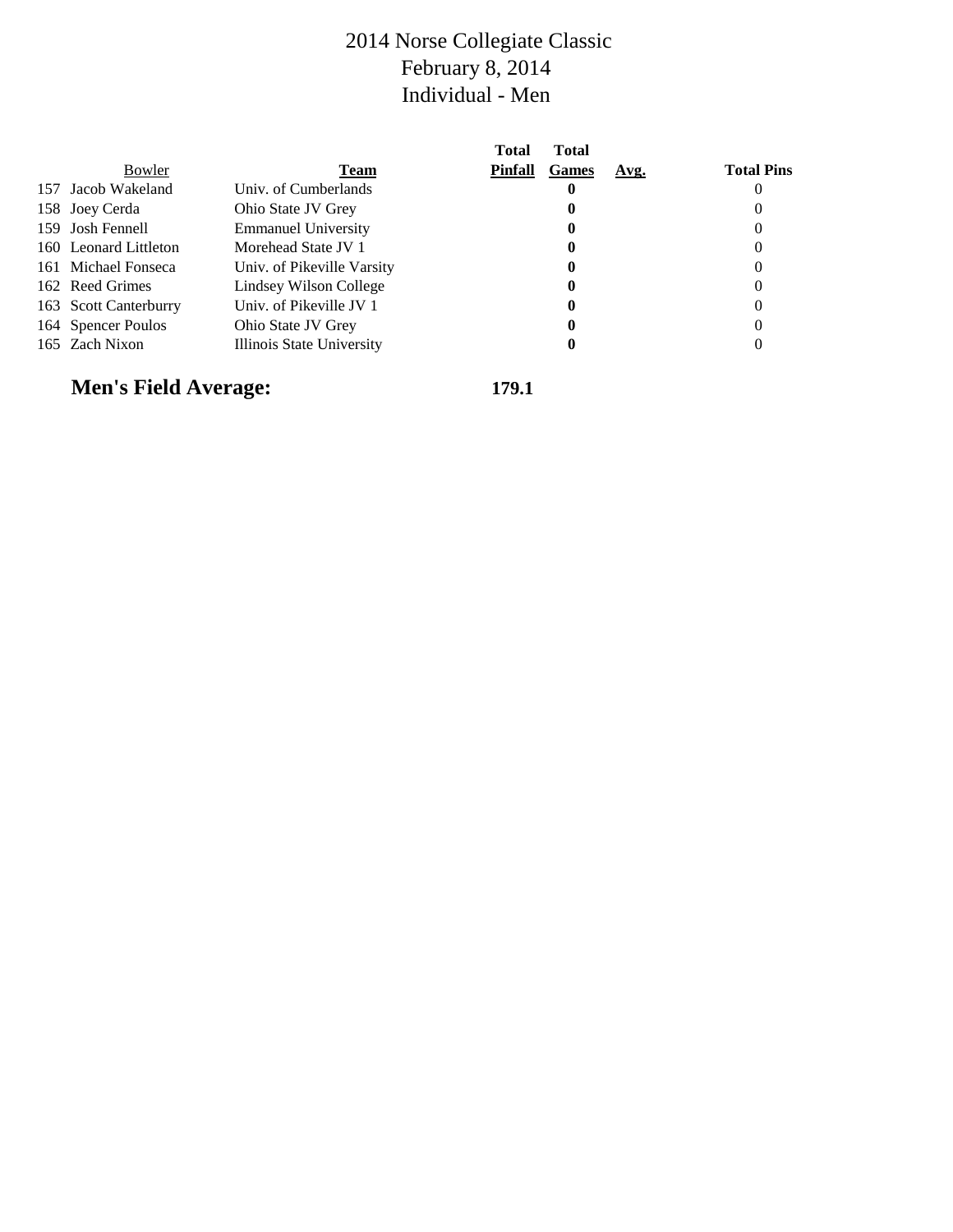# 2014 Norse Collegiate Classic
# February 8, 2014
# Individual - Men

| | Bowler | Team | Total Pinfall | Total Games | Avg. | Total Pins |
|---|---|---|---|---|---|---|
| 157 | Jacob Wakeland | Univ. of Cumberlands | | **0** | | 0 |
| 158 | Joey Cerda | Ohio State JV Grey | | **0** | | 0 |
| 159 | Josh Fennell | Emmanuel University | | **0** | | 0 |
| 160 | Leonard Littleton | Morehead State JV 1 | | **0** | | 0 |
| 161 | Michael Fonseca | Univ. of Pikeville Varsity | | **0** | | 0 |
| 162 | Reed Grimes | Lindsey Wilson College | | **0** | | 0 |
| 163 | Scott Canterburry | Univ. of Pikeville JV 1 | | **0** | | 0 |
| 164 | Spencer Poulos | Ohio State JV Grey | | **0** | | 0 |
| 165 | Zach Nixon | Illinois State University | | **0** | | 0 |

**Men's Field Average:** **179.1**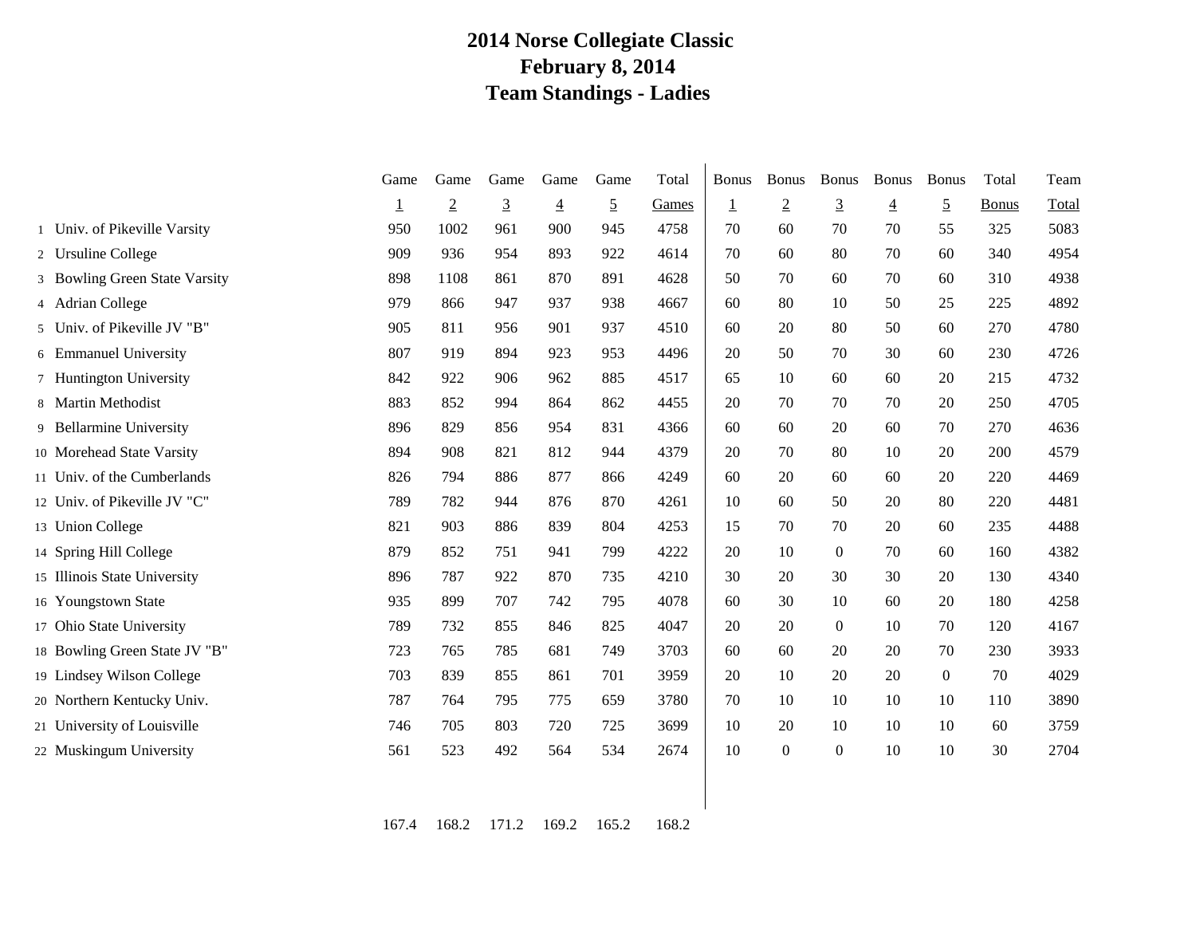# 2014 Norse Collegiate Classic
# February 8, 2014
# Team Standings - Ladies

| | | Game 1 | Game 2 | Game 3 | Game 4 | Game 5 | Total Games | Bonus 1 | Bonus 2 | Bonus 3 | Bonus 4 | Bonus 5 | Total Bonus | Team Total |
|---|---|---|---|---|---|---|---|---|---|---|---|---|---|---|
| 1 | Univ. of Pikeville Varsity | 950 | 1002 | 961 | 900 | 945 | 4758 | 70 | 60 | 70 | 70 | 55 | 325 | 5083 |
| 2 | Ursuline College | 909 | 936 | 954 | 893 | 922 | 4614 | 70 | 60 | 80 | 70 | 60 | 340 | 4954 |
| 3 | Bowling Green State Varsity | 898 | 1108 | 861 | 870 | 891 | 4628 | 50 | 70 | 60 | 70 | 60 | 310 | 4938 |
| 4 | Adrian College | 979 | 866 | 947 | 937 | 938 | 4667 | 60 | 80 | 10 | 50 | 25 | 225 | 4892 |
| 5 | Univ. of Pikeville JV "B" | 905 | 811 | 956 | 901 | 937 | 4510 | 60 | 20 | 80 | 50 | 60 | 270 | 4780 |
| 6 | Emmanuel University | 807 | 919 | 894 | 923 | 953 | 4496 | 20 | 50 | 70 | 30 | 60 | 230 | 4726 |
| 7 | Huntington University | 842 | 922 | 906 | 962 | 885 | 4517 | 65 | 10 | 60 | 60 | 20 | 215 | 4732 |
| 8 | Martin Methodist | 883 | 852 | 994 | 864 | 862 | 4455 | 20 | 70 | 70 | 70 | 20 | 250 | 4705 |
| 9 | Bellarmine University | 896 | 829 | 856 | 954 | 831 | 4366 | 60 | 60 | 20 | 60 | 70 | 270 | 4636 |
| 10 | Morehead State Varsity | 894 | 908 | 821 | 812 | 944 | 4379 | 20 | 70 | 80 | 10 | 20 | 200 | 4579 |
| 11 | Univ. of the Cumberlands | 826 | 794 | 886 | 877 | 866 | 4249 | 60 | 20 | 60 | 60 | 20 | 220 | 4469 |
| 12 | Univ. of Pikeville JV "C" | 789 | 782 | 944 | 876 | 870 | 4261 | 10 | 60 | 50 | 20 | 80 | 220 | 4481 |
| 13 | Union College | 821 | 903 | 886 | 839 | 804 | 4253 | 15 | 70 | 70 | 20 | 60 | 235 | 4488 |
| 14 | Spring Hill College | 879 | 852 | 751 | 941 | 799 | 4222 | 20 | 10 | 0 | 70 | 60 | 160 | 4382 |
| 15 | Illinois State University | 896 | 787 | 922 | 870 | 735 | 4210 | 30 | 20 | 30 | 30 | 20 | 130 | 4340 |
| 16 | Youngstown State | 935 | 899 | 707 | 742 | 795 | 4078 | 60 | 30 | 10 | 60 | 20 | 180 | 4258 |
| 17 | Ohio State University | 789 | 732 | 855 | 846 | 825 | 4047 | 20 | 20 | 0 | 10 | 70 | 120 | 4167 |
| 18 | Bowling Green State JV "B" | 723 | 765 | 785 | 681 | 749 | 3703 | 60 | 60 | 20 | 20 | 70 | 230 | 3933 |
| 19 | Lindsey Wilson College | 703 | 839 | 855 | 861 | 701 | 3959 | 20 | 10 | 20 | 20 | 0 | 70 | 4029 |
| 20 | Northern Kentucky Univ. | 787 | 764 | 795 | 775 | 659 | 3780 | 70 | 10 | 10 | 10 | 10 | 110 | 3890 |
| 21 | University of Louisville | 746 | 705 | 803 | 720 | 725 | 3699 | 10 | 20 | 10 | 10 | 10 | 60 | 3759 |
| 22 | Muskingum University | 561 | 523 | 492 | 564 | 534 | 2674 | 10 | 0 | 0 | 10 | 10 | 30 | 2704 |
| | | 167.4 | 168.2 | 171.2 | 169.2 | 165.2 | 168.2 | | | | | | | |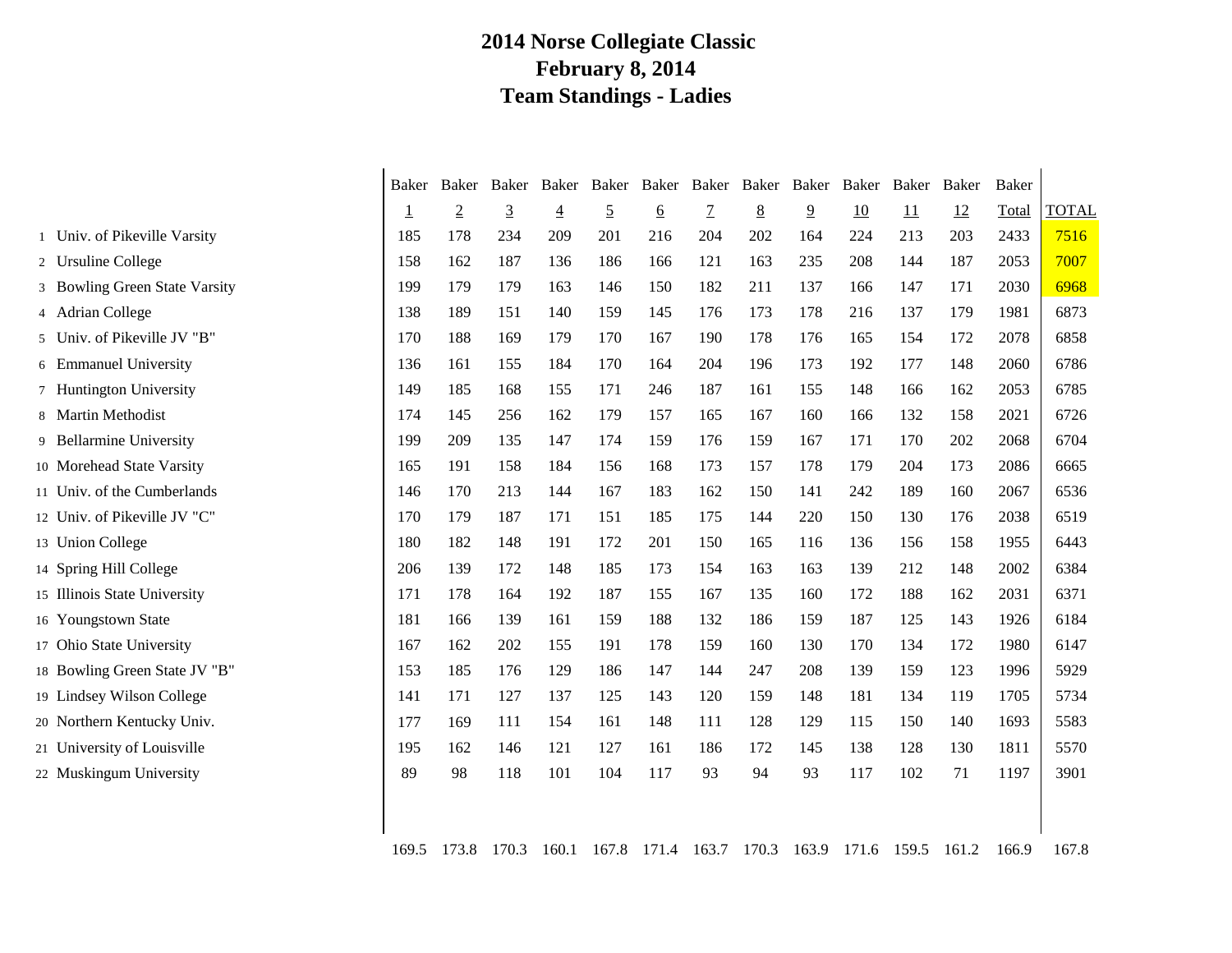# 2014 Norse Collegiate Classic
## February 8, 2014
## Team Standings - Ladies

| | | Baker 1 | Baker 2 | Baker 3 | Baker 4 | Baker 5 | Baker 6 | Baker 7 | Baker 8 | Baker 9 | Baker 10 | Baker 11 | Baker 12 | Baker Total | TOTAL |
|---|---|---|---|---|---|---|---|---|---|---|---|---|---|---|---|
| 1 | Univ. of Pikeville Varsity | 185 | 178 | 234 | 209 | 201 | 216 | 204 | 202 | 164 | 224 | 213 | 203 | 2433 | 7516 |
| 2 | Ursuline College | 158 | 162 | 187 | 136 | 186 | 166 | 121 | 163 | 235 | 208 | 144 | 187 | 2053 | 7007 |
| 3 | Bowling Green State Varsity | 199 | 179 | 179 | 163 | 146 | 150 | 182 | 211 | 137 | 166 | 147 | 171 | 2030 | 6968 |
| 4 | Adrian College | 138 | 189 | 151 | 140 | 159 | 145 | 176 | 173 | 178 | 216 | 137 | 179 | 1981 | 6873 |
| 5 | Univ. of Pikeville JV "B" | 170 | 188 | 169 | 179 | 170 | 167 | 190 | 178 | 176 | 165 | 154 | 172 | 2078 | 6858 |
| 6 | Emmanuel University | 136 | 161 | 155 | 184 | 170 | 164 | 204 | 196 | 173 | 192 | 177 | 148 | 2060 | 6786 |
| 7 | Huntington University | 149 | 185 | 168 | 155 | 171 | 246 | 187 | 161 | 155 | 148 | 166 | 162 | 2053 | 6785 |
| 8 | Martin Methodist | 174 | 145 | 256 | 162 | 179 | 157 | 165 | 167 | 160 | 166 | 132 | 158 | 2021 | 6726 |
| 9 | Bellarmine University | 199 | 209 | 135 | 147 | 174 | 159 | 176 | 159 | 167 | 171 | 170 | 202 | 2068 | 6704 |
| 10 | Morehead State Varsity | 165 | 191 | 158 | 184 | 156 | 168 | 173 | 157 | 178 | 179 | 204 | 173 | 2086 | 6665 |
| 11 | Univ. of the Cumberlands | 146 | 170 | 213 | 144 | 167 | 183 | 162 | 150 | 141 | 242 | 189 | 160 | 2067 | 6536 |
| 12 | Univ. of Pikeville JV "C" | 170 | 179 | 187 | 171 | 151 | 185 | 175 | 144 | 220 | 150 | 130 | 176 | 2038 | 6519 |
| 13 | Union College | 180 | 182 | 148 | 191 | 172 | 201 | 150 | 165 | 116 | 136 | 156 | 158 | 1955 | 6443 |
| 14 | Spring Hill College | 206 | 139 | 172 | 148 | 185 | 173 | 154 | 163 | 163 | 139 | 212 | 148 | 2002 | 6384 |
| 15 | Illinois State University | 171 | 178 | 164 | 192 | 187 | 155 | 167 | 135 | 160 | 172 | 188 | 162 | 2031 | 6371 |
| 16 | Youngstown State | 181 | 166 | 139 | 161 | 159 | 188 | 132 | 186 | 159 | 187 | 125 | 143 | 1926 | 6184 |
| 17 | Ohio State University | 167 | 162 | 202 | 155 | 191 | 178 | 159 | 160 | 130 | 170 | 134 | 172 | 1980 | 6147 |
| 18 | Bowling Green State JV "B" | 153 | 185 | 176 | 129 | 186 | 147 | 144 | 247 | 208 | 139 | 159 | 123 | 1996 | 5929 |
| 19 | Lindsey Wilson College | 141 | 171 | 127 | 137 | 125 | 143 | 120 | 159 | 148 | 181 | 134 | 119 | 1705 | 5734 |
| 20 | Northern Kentucky Univ. | 177 | 169 | 111 | 154 | 161 | 148 | 111 | 128 | 129 | 115 | 150 | 140 | 1693 | 5583 |
| 21 | University of Louisville | 195 | 162 | 146 | 121 | 127 | 161 | 186 | 172 | 145 | 138 | 128 | 130 | 1811 | 5570 |
| 22 | Muskingum University | 89 | 98 | 118 | 101 | 104 | 117 | 93 | 94 | 93 | 117 | 102 | 71 | 1197 | 3901 |
| | | 169.5 | 173.8 | 170.3 | 160.1 | 167.8 | 171.4 | 163.7 | 170.3 | 163.9 | 171.6 | 159.5 | 161.2 | 166.9 | 167.8 |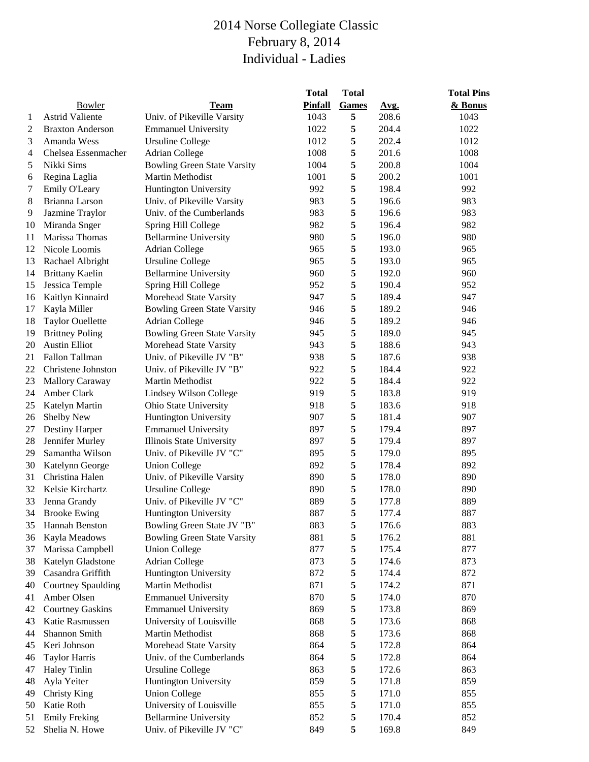# 2014 Norse Collegiate Classic
## February 8, 2014
## Individual - Ladies

| | Bowler | Team | Total Pinfall | Total Games | Avg. | Total Pins & Bonus |
|---|---|---|---|---|---|---|
| 1 | Astrid Valiente | Univ. of Pikeville Varsity | 1043 | 5 | 208.6 | 1043 |
| 2 | Braxton Anderson | Emmanuel University | 1022 | 5 | 204.4 | 1022 |
| 3 | Amanda Wess | Ursuline College | 1012 | 5 | 202.4 | 1012 |
| 4 | Chelsea Essenmacher | Adrian College | 1008 | 5 | 201.6 | 1008 |
| 5 | Nikki Sims | Bowling Green State Varsity | 1004 | 5 | 200.8 | 1004 |
| 6 | Regina Laglia | Martin Methodist | 1001 | 5 | 200.2 | 1001 |
| 7 | Emily O'Leary | Huntington University | 992 | 5 | 198.4 | 992 |
| 8 | Brianna Larson | Univ. of Pikeville Varsity | 983 | 5 | 196.6 | 983 |
| 9 | Jazmine Traylor | Univ. of the Cumberlands | 983 | 5 | 196.6 | 983 |
| 10 | Miranda Snger | Spring Hill College | 982 | 5 | 196.4 | 982 |
| 11 | Marissa Thomas | Bellarmine University | 980 | 5 | 196.0 | 980 |
| 12 | Nicole Loomis | Adrian College | 965 | 5 | 193.0 | 965 |
| 13 | Rachael Albright | Ursuline College | 965 | 5 | 193.0 | 965 |
| 14 | Brittany Kaelin | Bellarmine University | 960 | 5 | 192.0 | 960 |
| 15 | Jessica Temple | Spring Hill College | 952 | 5 | 190.4 | 952 |
| 16 | Kaitlyn Kinnaird | Morehead State Varsity | 947 | 5 | 189.4 | 947 |
| 17 | Kayla Miller | Bowling Green State Varsity | 946 | 5 | 189.2 | 946 |
| 18 | Taylor Ouellette | Adrian College | 946 | 5 | 189.2 | 946 |
| 19 | Brittney Poling | Bowling Green State Varsity | 945 | 5 | 189.0 | 945 |
| 20 | Austin Elliot | Morehead State Varsity | 943 | 5 | 188.6 | 943 |
| 21 | Fallon Tallman | Univ. of Pikeville JV "B" | 938 | 5 | 187.6 | 938 |
| 22 | Christene Johnston | Univ. of Pikeville JV "B" | 922 | 5 | 184.4 | 922 |
| 23 | Mallory Caraway | Martin Methodist | 922 | 5 | 184.4 | 922 |
| 24 | Amber Clark | Lindsey Wilson College | 919 | 5 | 183.8 | 919 |
| 25 | Katelyn Martin | Ohio State University | 918 | 5 | 183.6 | 918 |
| 26 | Shelby New | Huntington University | 907 | 5 | 181.4 | 907 |
| 27 | Destiny Harper | Emmanuel University | 897 | 5 | 179.4 | 897 |
| 28 | Jennifer Murley | Illinois State University | 897 | 5 | 179.4 | 897 |
| 29 | Samantha Wilson | Univ. of Pikeville JV "C" | 895 | 5 | 179.0 | 895 |
| 30 | Katelynn George | Union College | 892 | 5 | 178.4 | 892 |
| 31 | Christina Halen | Univ. of Pikeville Varsity | 890 | 5 | 178.0 | 890 |
| 32 | Kelsie Kirchartz | Ursuline College | 890 | 5 | 178.0 | 890 |
| 33 | Jenna Grandy | Univ. of Pikeville JV "C" | 889 | 5 | 177.8 | 889 |
| 34 | Brooke Ewing | Huntington University | 887 | 5 | 177.4 | 887 |
| 35 | Hannah Benston | Bowling Green State JV "B" | 883 | 5 | 176.6 | 883 |
| 36 | Kayla Meadows | Bowling Green State Varsity | 881 | 5 | 176.2 | 881 |
| 37 | Marissa Campbell | Union College | 877 | 5 | 175.4 | 877 |
| 38 | Katelyn Gladstone | Adrian College | 873 | 5 | 174.6 | 873 |
| 39 | Casandra Griffith | Huntington University | 872 | 5 | 174.4 | 872 |
| 40 | Courtney Spaulding | Martin Methodist | 871 | 5 | 174.2 | 871 |
| 41 | Amber Olsen | Emmanuel University | 870 | 5 | 174.0 | 870 |
| 42 | Courtney Gaskins | Emmanuel University | 869 | 5 | 173.8 | 869 |
| 43 | Katie Rasmussen | University of Louisville | 868 | 5 | 173.6 | 868 |
| 44 | Shannon Smith | Martin Methodist | 868 | 5 | 173.6 | 868 |
| 45 | Keri Johnson | Morehead State Varsity | 864 | 5 | 172.8 | 864 |
| 46 | Taylor Harris | Univ. of the Cumberlands | 864 | 5 | 172.8 | 864 |
| 47 | Haley Tinlin | Ursuline College | 863 | 5 | 172.6 | 863 |
| 48 | Ayla Yeiter | Huntington University | 859 | 5 | 171.8 | 859 |
| 49 | Christy King | Union College | 855 | 5 | 171.0 | 855 |
| 50 | Katie Roth | University of Louisville | 855 | 5 | 171.0 | 855 |
| 51 | Emily Freking | Bellarmine University | 852 | 5 | 170.4 | 852 |
| 52 | Shelia N. Howe | Univ. of Pikeville JV "C" | 849 | 5 | 169.8 | 849 |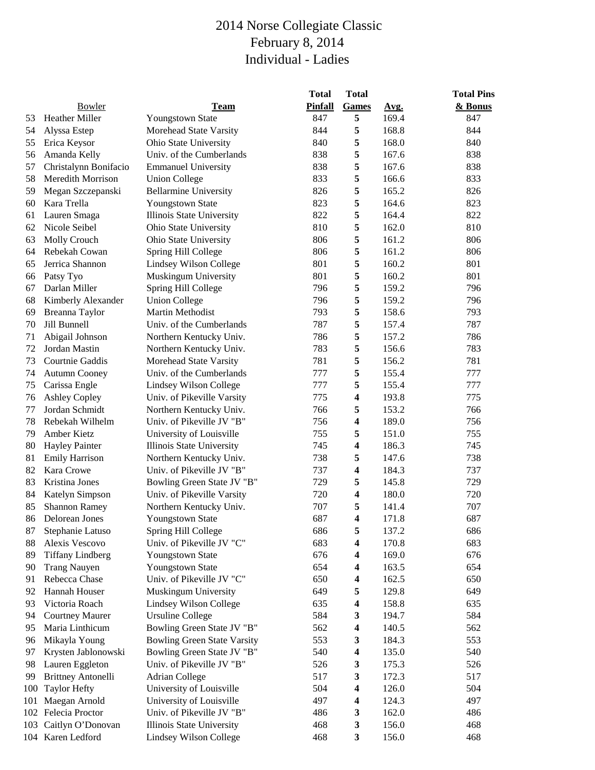# 2014 Norse Collegiate Classic
## February 8, 2014
## Individual - Ladies

| | Bowler | Team | Total Pinfall | Total Games | Avg. | Total Pins & Bonus |
|---|---|---|---|---|---|---|
| 53 | Heather Miller | Youngstown State | 847 | 5 | 169.4 | 847 |
| 54 | Alyssa Estep | Morehead State Varsity | 844 | 5 | 168.8 | 844 |
| 55 | Erica Keysor | Ohio State University | 840 | 5 | 168.0 | 840 |
| 56 | Amanda Kelly | Univ. of the Cumberlands | 838 | 5 | 167.6 | 838 |
| 57 | Christalynn Bonifacio | Emmanuel University | 838 | 5 | 167.6 | 838 |
| 58 | Meredith Morrison | Union College | 833 | 5 | 166.6 | 833 |
| 59 | Megan Szczepanski | Bellarmine University | 826 | 5 | 165.2 | 826 |
| 60 | Kara Trella | Youngstown State | 823 | 5 | 164.6 | 823 |
| 61 | Lauren Smaga | Illinois State University | 822 | 5 | 164.4 | 822 |
| 62 | Nicole Seibel | Ohio State University | 810 | 5 | 162.0 | 810 |
| 63 | Molly Crouch | Ohio State University | 806 | 5 | 161.2 | 806 |
| 64 | Rebekah Cowan | Spring Hill College | 806 | 5 | 161.2 | 806 |
| 65 | Jerrica Shannon | Lindsey Wilson College | 801 | 5 | 160.2 | 801 |
| 66 | Patsy Tyo | Muskingum University | 801 | 5 | 160.2 | 801 |
| 67 | Darlan Miller | Spring Hill College | 796 | 5 | 159.2 | 796 |
| 68 | Kimberly Alexander | Union College | 796 | 5 | 159.2 | 796 |
| 69 | Breanna Taylor | Martin Methodist | 793 | 5 | 158.6 | 793 |
| 70 | Jill Bunnell | Univ. of the Cumberlands | 787 | 5 | 157.4 | 787 |
| 71 | Abigail Johnson | Northern Kentucky Univ. | 786 | 5 | 157.2 | 786 |
| 72 | Jordan Mastin | Northern Kentucky Univ. | 783 | 5 | 156.6 | 783 |
| 73 | Courtnie Gaddis | Morehead State Varsity | 781 | 5 | 156.2 | 781 |
| 74 | Autumn Cooney | Univ. of the Cumberlands | 777 | 5 | 155.4 | 777 |
| 75 | Carissa Engle | Lindsey Wilson College | 777 | 5 | 155.4 | 777 |
| 76 | Ashley Copley | Univ. of Pikeville Varsity | 775 | 4 | 193.8 | 775 |
| 77 | Jordan Schmidt | Northern Kentucky Univ. | 766 | 5 | 153.2 | 766 |
| 78 | Rebekah Wilhelm | Univ. of Pikeville JV "B" | 756 | 4 | 189.0 | 756 |
| 79 | Amber Kietz | University of Louisville | 755 | 5 | 151.0 | 755 |
| 80 | Hayley Painter | Illinois State University | 745 | 4 | 186.3 | 745 |
| 81 | Emily Harrison | Northern Kentucky Univ. | 738 | 5 | 147.6 | 738 |
| 82 | Kara Crowe | Univ. of Pikeville JV "B" | 737 | 4 | 184.3 | 737 |
| 83 | Kristina Jones | Bowling Green State JV "B" | 729 | 5 | 145.8 | 729 |
| 84 | Katelyn Simpson | Univ. of Pikeville Varsity | 720 | 4 | 180.0 | 720 |
| 85 | Shannon Ramey | Northern Kentucky Univ. | 707 | 5 | 141.4 | 707 |
| 86 | Delorean Jones | Youngstown State | 687 | 4 | 171.8 | 687 |
| 87 | Stephanie Latuso | Spring Hill College | 686 | 5 | 137.2 | 686 |
| 88 | Alexis Vescovo | Univ. of Pikeville JV "C" | 683 | 4 | 170.8 | 683 |
| 89 | Tiffany Lindberg | Youngstown State | 676 | 4 | 169.0 | 676 |
| 90 | Trang Nauyen | Youngstown State | 654 | 4 | 163.5 | 654 |
| 91 | Rebecca Chase | Univ. of Pikeville JV "C" | 650 | 4 | 162.5 | 650 |
| 92 | Hannah Houser | Muskingum University | 649 | 5 | 129.8 | 649 |
| 93 | Victoria Roach | Lindsey Wilson College | 635 | 4 | 158.8 | 635 |
| 94 | Courtney Maurer | Ursuline College | 584 | 3 | 194.7 | 584 |
| 95 | Maria Linthicum | Bowling Green State JV "B" | 562 | 4 | 140.5 | 562 |
| 96 | Mikayla Young | Bowling Green State Varsity | 553 | 3 | 184.3 | 553 |
| 97 | Krysten Jablonowski | Bowling Green State JV "B" | 540 | 4 | 135.0 | 540 |
| 98 | Lauren Eggleton | Univ. of Pikeville JV "B" | 526 | 3 | 175.3 | 526 |
| 99 | Brittney Antonelli | Adrian College | 517 | 3 | 172.3 | 517 |
| 100 | Taylor Hefty | University of Louisville | 504 | 4 | 126.0 | 504 |
| 101 | Maegan Arnold | University of Louisville | 497 | 4 | 124.3 | 497 |
| 102 | Felecia Proctor | Univ. of Pikeville JV "B" | 486 | 3 | 162.0 | 486 |
| 103 | Caitlyn O'Donovan | Illinois State University | 468 | 3 | 156.0 | 468 |
| 104 | Karen Ledford | Lindsey Wilson College | 468 | 3 | 156.0 | 468 |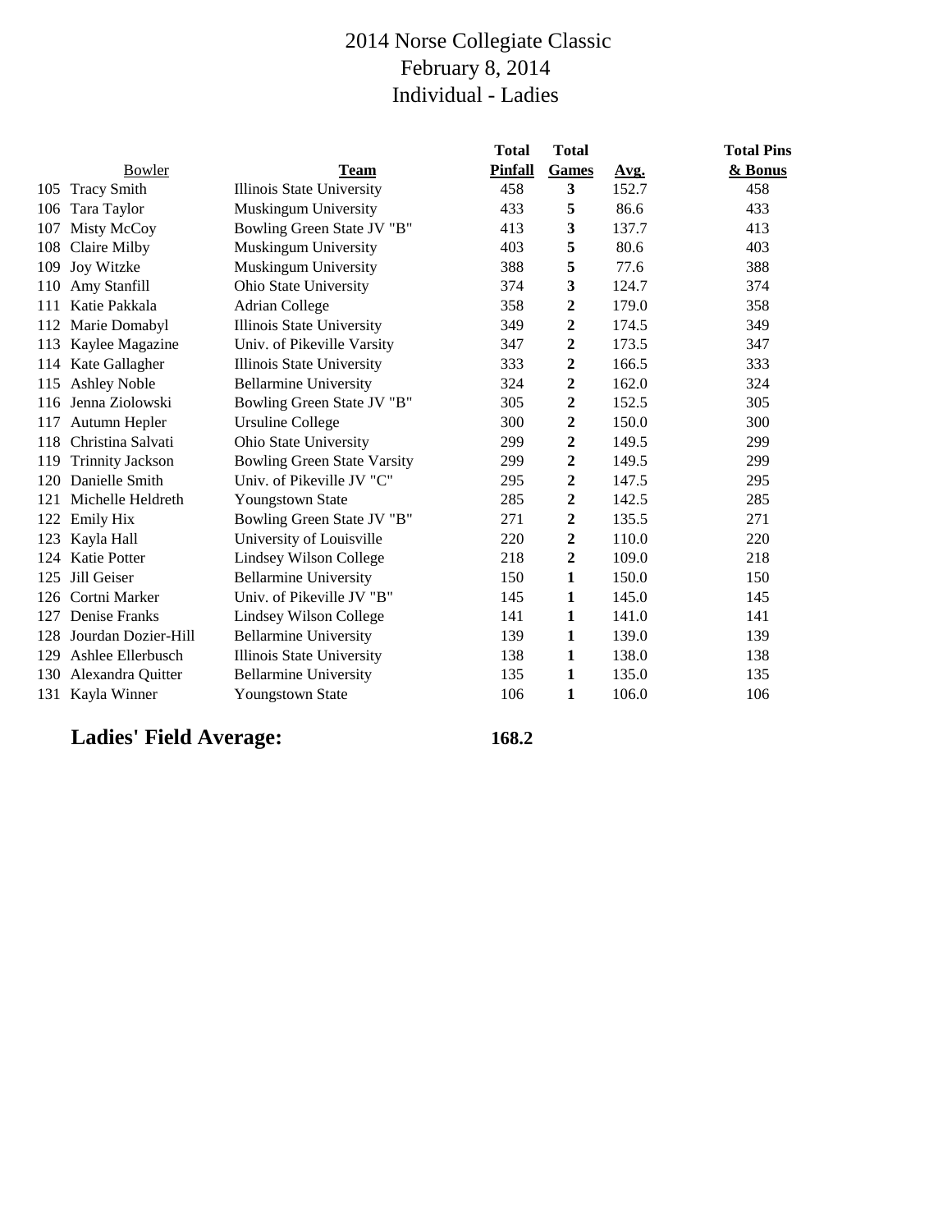# 2014 Norse Collegiate Classic
## February 8, 2014
## Individual - Ladies

| | Bowler | Team | Total Pinfall | Total Games | Avg. | Total Pins & Bonus |
|---|---|---|---|---|---|---|
| 105 | Tracy Smith | Illinois State University | 458 | **3** | 152.7 | 458 |
| 106 | Tara Taylor | Muskingum University | 433 | **5** | 86.6 | 433 |
| 107 | Misty McCoy | Bowling Green State JV "B" | 413 | **3** | 137.7 | 413 |
| 108 | Claire Milby | Muskingum University | 403 | **5** | 80.6 | 403 |
| 109 | Joy Witzke | Muskingum University | 388 | **5** | 77.6 | 388 |
| 110 | Amy Stanfill | Ohio State University | 374 | **3** | 124.7 | 374 |
| 111 | Katie Pakkala | Adrian College | 358 | **2** | 179.0 | 358 |
| 112 | Marie Domabyl | Illinois State University | 349 | **2** | 174.5 | 349 |
| 113 | Kaylee Magazine | Univ. of Pikeville Varsity | 347 | **2** | 173.5 | 347 |
| 114 | Kate Gallagher | Illinois State University | 333 | **2** | 166.5 | 333 |
| 115 | Ashley Noble | Bellarmine University | 324 | **2** | 162.0 | 324 |
| 116 | Jenna Ziolowski | Bowling Green State JV "B" | 305 | **2** | 152.5 | 305 |
| 117 | Autumn Hepler | Ursuline College | 300 | **2** | 150.0 | 300 |
| 118 | Christina Salvati | Ohio State University | 299 | **2** | 149.5 | 299 |
| 119 | Trinnity Jackson | Bowling Green State Varsity | 299 | **2** | 149.5 | 299 |
| 120 | Danielle Smith | Univ. of Pikeville JV "C" | 295 | **2** | 147.5 | 295 |
| 121 | Michelle Heldreth | Youngstown State | 285 | **2** | 142.5 | 285 |
| 122 | Emily Hix | Bowling Green State JV "B" | 271 | **2** | 135.5 | 271 |
| 123 | Kayla Hall | University of Louisville | 220 | **2** | 110.0 | 220 |
| 124 | Katie Potter | Lindsey Wilson College | 218 | **2** | 109.0 | 218 |
| 125 | Jill Geiser | Bellarmine University | 150 | **1** | 150.0 | 150 |
| 126 | Cortni Marker | Univ. of Pikeville JV "B" | 145 | **1** | 145.0 | 145 |
| 127 | Denise Franks | Lindsey Wilson College | 141 | **1** | 141.0 | 141 |
| 128 | Jourdan Dozier-Hill | Bellarmine University | 139 | **1** | 139.0 | 139 |
| 129 | Ashlee Ellerbusch | Illinois State University | 138 | **1** | 138.0 | 138 |
| 130 | Alexandra Quitter | Bellarmine University | 135 | **1** | 135.0 | 135 |
| 131 | Kayla Winner | Youngstown State | 106 | **1** | 106.0 | 106 |

**Ladies' Field Average: 168.2**